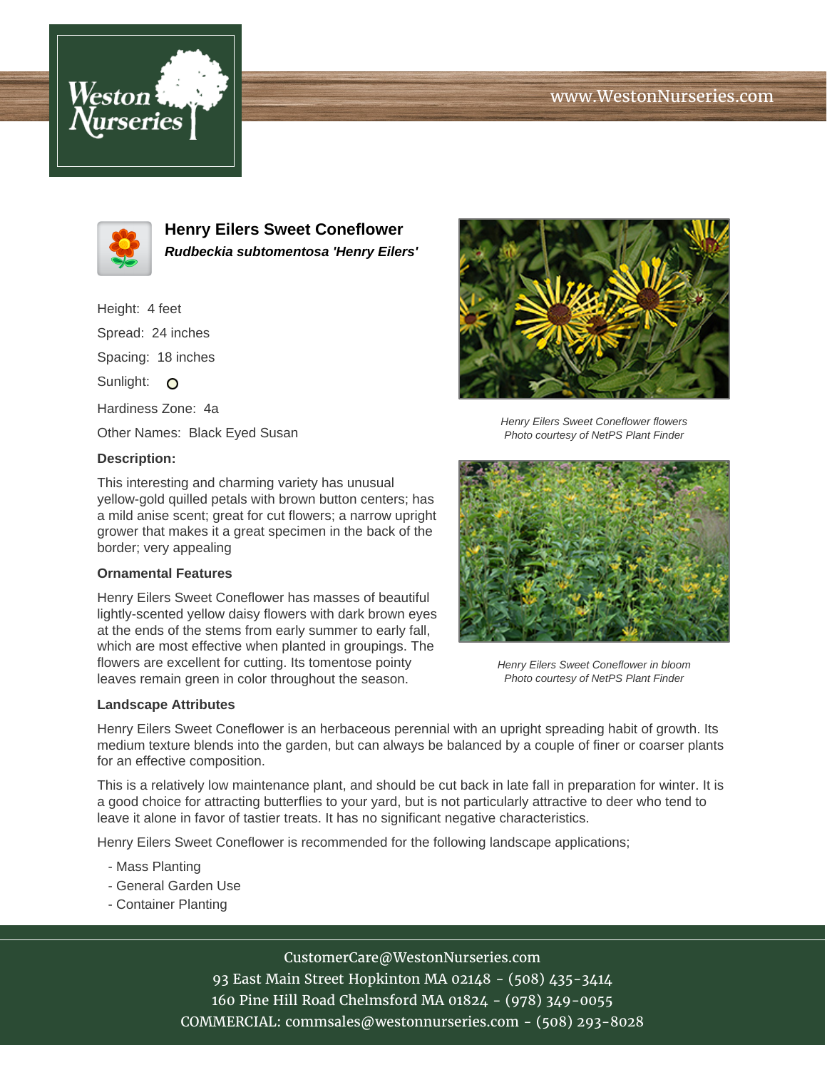# Henry Eilers Sweet Coneflower

***Rudbeckia subtomentosa 'Henry Eilers'***

Height: 4 feet

Spread: 24 inches

Spacing: 18 inches

Sunlight: O

Hardiness Zone: 4a

Other Names: Black Eyed Susan

**Description:**

This interesting and charming variety has unusual yellow-gold quilled petals with brown button centers; has a mild anise scent; great for cut flowers; a narrow upright grower that makes it a great specimen in the back of the border; very appealing

*Henry Eilers Sweet Coneflower flowers*
*Photo courtesy of NetPS Plant Finder*

### Ornamental Features

Henry Eilers Sweet Coneflower has masses of beautiful lightly-scented yellow daisy flowers with dark brown eyes at the ends of the stems from early summer to early fall, which are most effective when planted in groupings. The flowers are excellent for cutting. Its tomentose pointy leaves remain green in color throughout the season.

*Henry Eilers Sweet Coneflower in bloom*
*Photo courtesy of NetPS Plant Finder*

### Landscape Attributes

Henry Eilers Sweet Coneflower is an herbaceous perennial with an upright spreading habit of growth. Its medium texture blends into the garden, but can always be balanced by a couple of finer or coarser plants for an effective composition.

This is a relatively low maintenance plant, and should be cut back in late fall in preparation for winter. It is a good choice for attracting butterflies to your yard, but is not particularly attractive to deer who tend to leave it alone in favor of tastier treats. It has no significant negative characteristics.

Henry Eilers Sweet Coneflower is recommended for the following landscape applications;

- Mass Planting
- General Garden Use
- Container Planting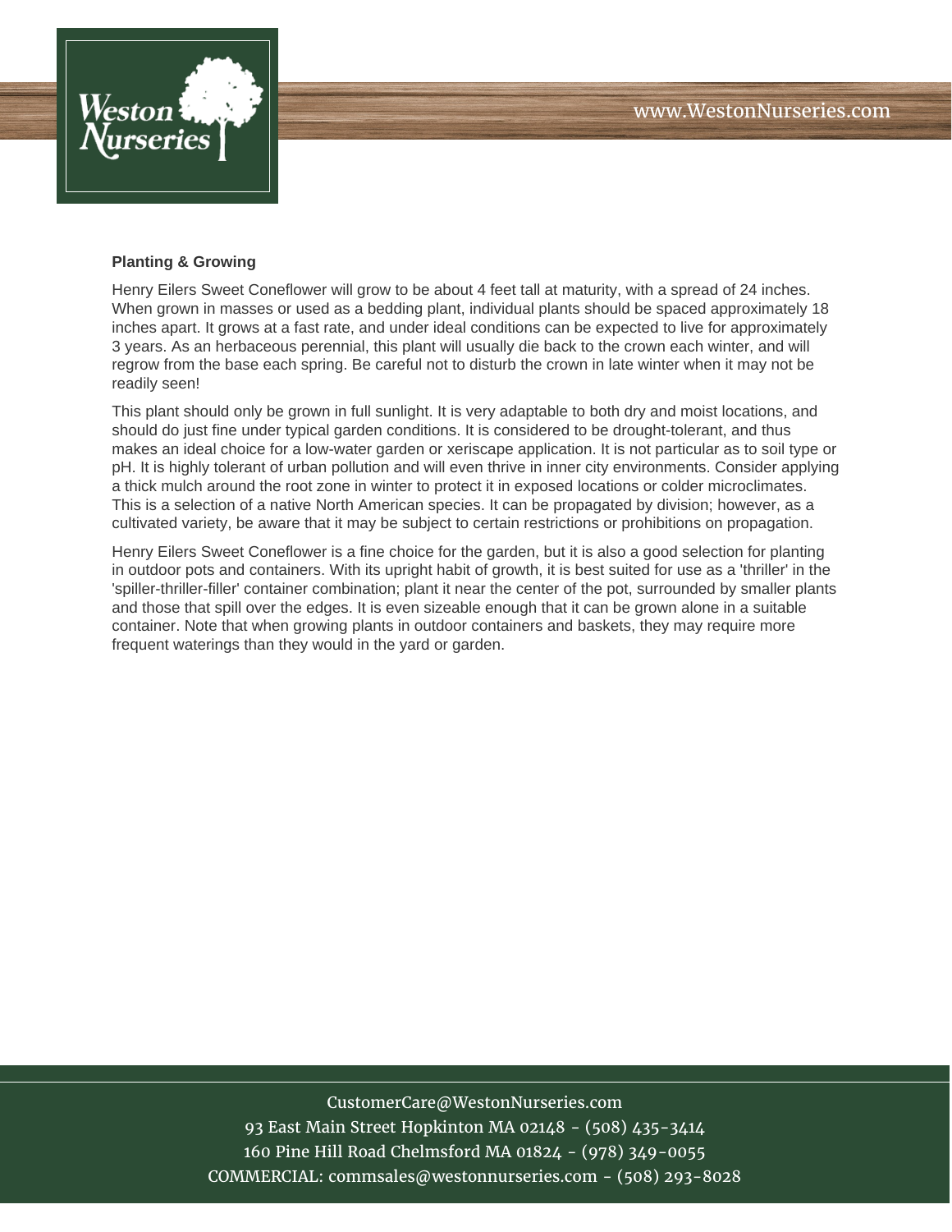**Planting & Growing**

Henry Eilers Sweet Coneflower will grow to be about 4 feet tall at maturity, with a spread of 24 inches. When grown in masses or used as a bedding plant, individual plants should be spaced approximately 18 inches apart. It grows at a fast rate, and under ideal conditions can be expected to live for approximately 3 years. As an herbaceous perennial, this plant will usually die back to the crown each winter, and will regrow from the base each spring. Be careful not to disturb the crown in late winter when it may not be readily seen!

This plant should only be grown in full sunlight. It is very adaptable to both dry and moist locations, and should do just fine under typical garden conditions. It is considered to be drought-tolerant, and thus makes an ideal choice for a low-water garden or xeriscape application. It is not particular as to soil type or pH. It is highly tolerant of urban pollution and will even thrive in inner city environments. Consider applying a thick mulch around the root zone in winter to protect it in exposed locations or colder microclimates. This is a selection of a native North American species. It can be propagated by division; however, as a cultivated variety, be aware that it may be subject to certain restrictions or prohibitions on propagation.

Henry Eilers Sweet Coneflower is a fine choice for the garden, but it is also a good selection for planting in outdoor pots and containers. With its upright habit of growth, it is best suited for use as a 'thriller' in the 'spiller-thriller-filler' container combination; plant it near the center of the pot, surrounded by smaller plants and those that spill over the edges. It is even sizeable enough that it can be grown alone in a suitable container. Note that when growing plants in outdoor containers and baskets, they may require more frequent waterings than they would in the yard or garden.